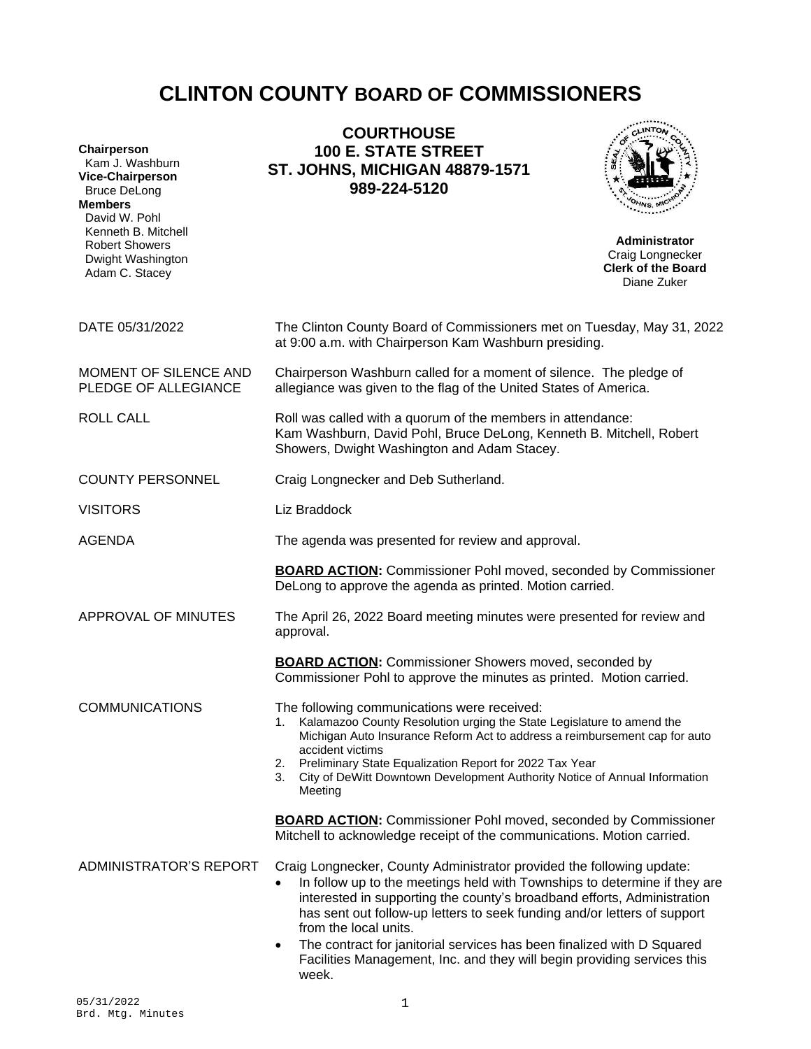# CLINTON COUNTY BOARD OF COMMISSIONERS

**COURTHOUSE**
**100 E. STATE STREET**
**ST. JOHNS, MICHIGAN 48879-1571**
**989-224-5120**

**Chairperson**
Kam J. Washburn
**Vice-Chairperson**
Bruce DeLong
**Members**
David W. Pohl
Kenneth B. Mitchell
Robert Showers
Dwight Washington
Adam C. Stacey

**Administrator**
Craig Longnecker
**Clerk of the Board**
Diane Zuker

DATE 05/31/2022

The Clinton County Board of Commissioners met on Tuesday, May 31, 2022 at 9:00 a.m. with Chairperson Kam Washburn presiding.

MOMENT OF SILENCE AND PLEDGE OF ALLEGIANCE

Chairperson Washburn called for a moment of silence. The pledge of allegiance was given to the flag of the United States of America.

ROLL CALL

Roll was called with a quorum of the members in attendance: Kam Washburn, David Pohl, Bruce DeLong, Kenneth B. Mitchell, Robert Showers, Dwight Washington and Adam Stacey.

COUNTY PERSONNEL

Craig Longnecker and Deb Sutherland.

VISITORS

Liz Braddock

AGENDA

The agenda was presented for review and approval.

**BOARD ACTION:** Commissioner Pohl moved, seconded by Commissioner DeLong to approve the agenda as printed. Motion carried.

APPROVAL OF MINUTES

The April 26, 2022 Board meeting minutes were presented for review and approval.

**BOARD ACTION:** Commissioner Showers moved, seconded by Commissioner Pohl to approve the minutes as printed. Motion carried.

COMMUNICATIONS

The following communications were received:

1. Kalamazoo County Resolution urging the State Legislature to amend the Michigan Auto Insurance Reform Act to address a reimbursement cap for auto accident victims
2. Preliminary State Equalization Report for 2022 Tax Year
3. City of DeWitt Downtown Development Authority Notice of Annual Information Meeting

**BOARD ACTION:** Commissioner Pohl moved, seconded by Commissioner Mitchell to acknowledge receipt of the communications. Motion carried.

ADMINISTRATOR'S REPORT

Craig Longnecker, County Administrator provided the following update:

- In follow up to the meetings held with Townships to determine if they are interested in supporting the county's broadband efforts, Administration has sent out follow-up letters to seek funding and/or letters of support from the local units.
- The contract for janitorial services has been finalized with D Squared Facilities Management, Inc. and they will begin providing services this week.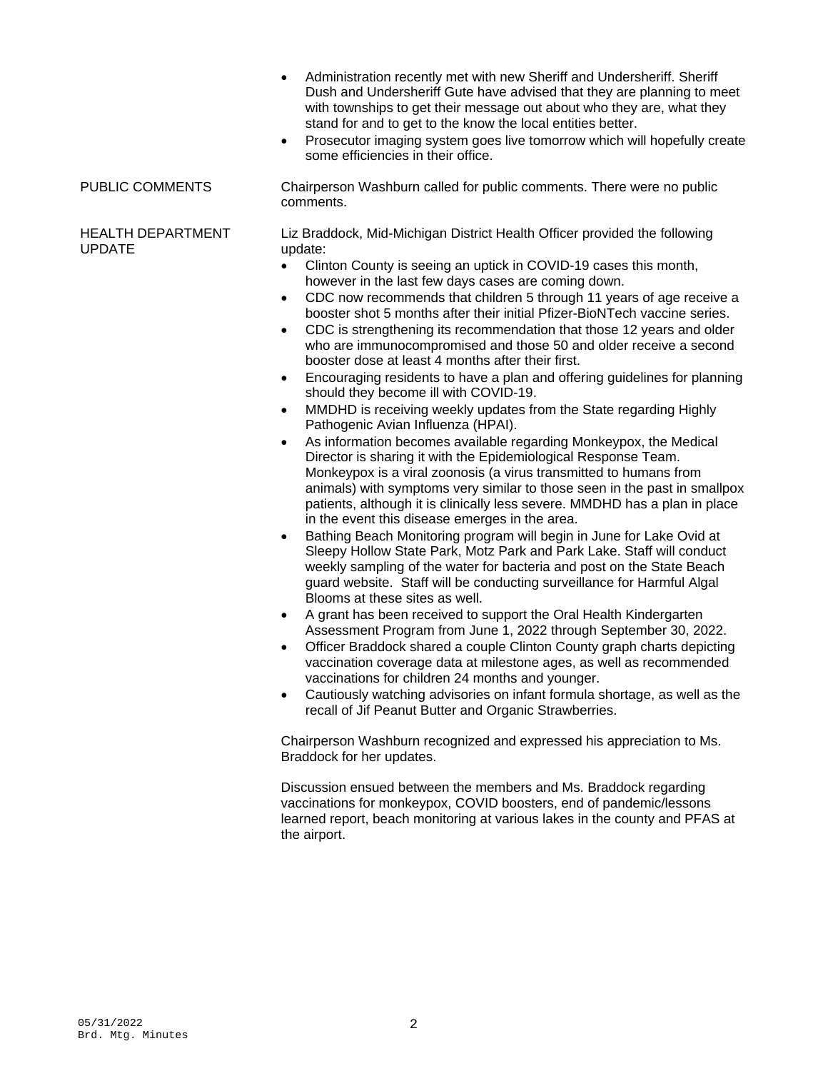- Administration recently met with new Sheriff and Undersheriff. Sheriff Dush and Undersheriff Gute have advised that they are planning to meet with townships to get their message out about who they are, what they stand for and to get to the know the local entities better.
- Prosecutor imaging system goes live tomorrow which will hopefully create some efficiencies in their office.

**PUBLIC COMMENTS**

Chairperson Washburn called for public comments. There were no public comments.

**HEALTH DEPARTMENT UPDATE**

Liz Braddock, Mid-Michigan District Health Officer provided the following update:

- Clinton County is seeing an uptick in COVID-19 cases this month, however in the last few days cases are coming down.
- CDC now recommends that children 5 through 11 years of age receive a booster shot 5 months after their initial Pfizer-BioNTech vaccine series.
- CDC is strengthening its recommendation that those 12 years and older who are immunocompromised and those 50 and older receive a second booster dose at least 4 months after their first.
- Encouraging residents to have a plan and offering guidelines for planning should they become ill with COVID-19.
- MMDHD is receiving weekly updates from the State regarding Highly Pathogenic Avian Influenza (HPAI).
- As information becomes available regarding Monkeypox, the Medical Director is sharing it with the Epidemiological Response Team. Monkeypox is a viral zoonosis (a virus transmitted to humans from animals) with symptoms very similar to those seen in the past in smallpox patients, although it is clinically less severe. MMDHD has a plan in place in the event this disease emerges in the area.
- Bathing Beach Monitoring program will begin in June for Lake Ovid at Sleepy Hollow State Park, Motz Park and Park Lake. Staff will conduct weekly sampling of the water for bacteria and post on the State Beach guard website. Staff will be conducting surveillance for Harmful Algal Blooms at these sites as well.
- A grant has been received to support the Oral Health Kindergarten Assessment Program from June 1, 2022 through September 30, 2022.
- Officer Braddock shared a couple Clinton County graph charts depicting vaccination coverage data at milestone ages, as well as recommended vaccinations for children 24 months and younger.
- Cautiously watching advisories on infant formula shortage, as well as the recall of Jif Peanut Butter and Organic Strawberries.

Chairperson Washburn recognized and expressed his appreciation to Ms. Braddock for her updates.

Discussion ensued between the members and Ms. Braddock regarding vaccinations for monkeypox, COVID boosters, end of pandemic/lessons learned report, beach monitoring at various lakes in the county and PFAS at the airport.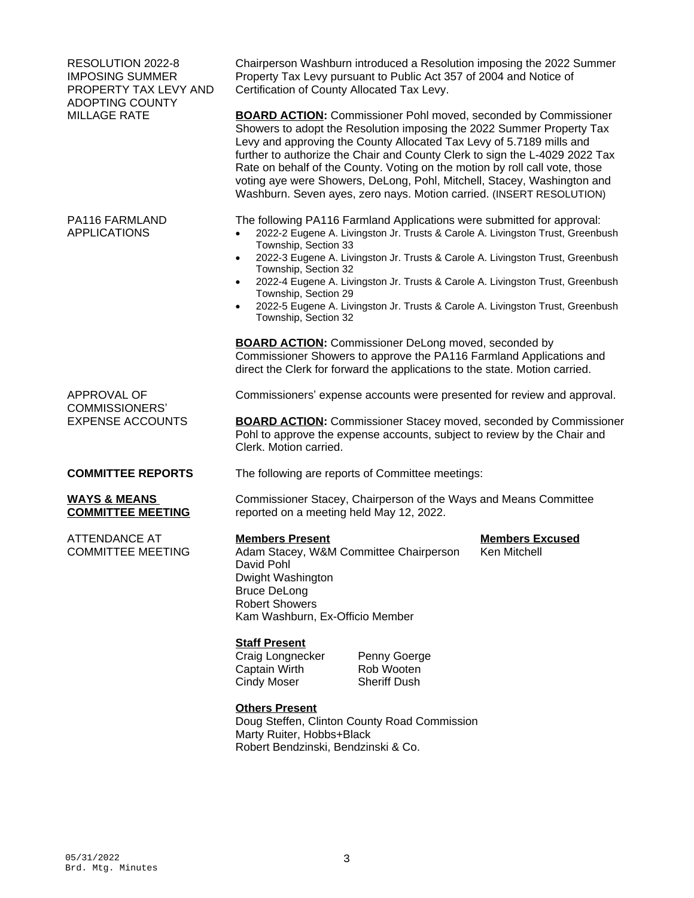**RESOLUTION 2022-8 IMPOSING SUMMER PROPERTY TAX LEVY AND ADOPTING COUNTY MILLAGE RATE**

Chairperson Washburn introduced a Resolution imposing the 2022 Summer Property Tax Levy pursuant to Public Act 357 of 2004 and Notice of Certification of County Allocated Tax Levy.

**BOARD ACTION:** Commissioner Pohl moved, seconded by Commissioner Showers to adopt the Resolution imposing the 2022 Summer Property Tax Levy and approving the County Allocated Tax Levy of 5.7189 mills and further to authorize the Chair and County Clerk to sign the L-4029 2022 Tax Rate on behalf of the County. Voting on the motion by roll call vote, those voting aye were Showers, DeLong, Pohl, Mitchell, Stacey, Washington and Washburn. Seven ayes, zero nays. Motion carried. (INSERT RESOLUTION)

**PA116 FARMLAND APPLICATIONS**

The following PA116 Farmland Applications were submitted for approval:

- 2022-2 Eugene A. Livingston Jr. Trusts & Carole A. Livingston Trust, Greenbush Township, Section 33
- 2022-3 Eugene A. Livingston Jr. Trusts & Carole A. Livingston Trust, Greenbush Township, Section 32
- 2022-4 Eugene A. Livingston Jr. Trusts & Carole A. Livingston Trust, Greenbush Township, Section 29
- 2022-5 Eugene A. Livingston Jr. Trusts & Carole A. Livingston Trust, Greenbush Township, Section 32

**BOARD ACTION:** Commissioner DeLong moved, seconded by Commissioner Showers to approve the PA116 Farmland Applications and direct the Clerk for forward the applications to the state. Motion carried.

**APPROVAL OF COMMISSIONERS' EXPENSE ACCOUNTS**

Commissioners' expense accounts were presented for review and approval.

**BOARD ACTION:** Commissioner Stacey moved, seconded by Commissioner Pohl to approve the expense accounts, subject to review by the Chair and Clerk. Motion carried.

**COMMITTEE REPORTS**

The following are reports of Committee meetings:

**WAYS & MEANS COMMITTEE MEETING**

Commissioner Stacey, Chairperson of the Ways and Means Committee reported on a meeting held May 12, 2022.

**ATTENDANCE AT COMMITTEE MEETING**

**Members Present**
Adam Stacey, W&M Committee Chairperson
David Pohl
Dwight Washington
Bruce DeLong
Robert Showers
Kam Washburn, Ex-Officio Member

**Members Excused**
Ken Mitchell

**Staff Present**

| | |
|---|---|
| Craig Longnecker | Penny Goerge |
| Captain Wirth | Rob Wooten |
| Cindy Moser | Sheriff Dush |

**Others Present**
Doug Steffen, Clinton County Road Commission
Marty Ruiter, Hobbs+Black
Robert Bendzinski, Bendzinski & Co.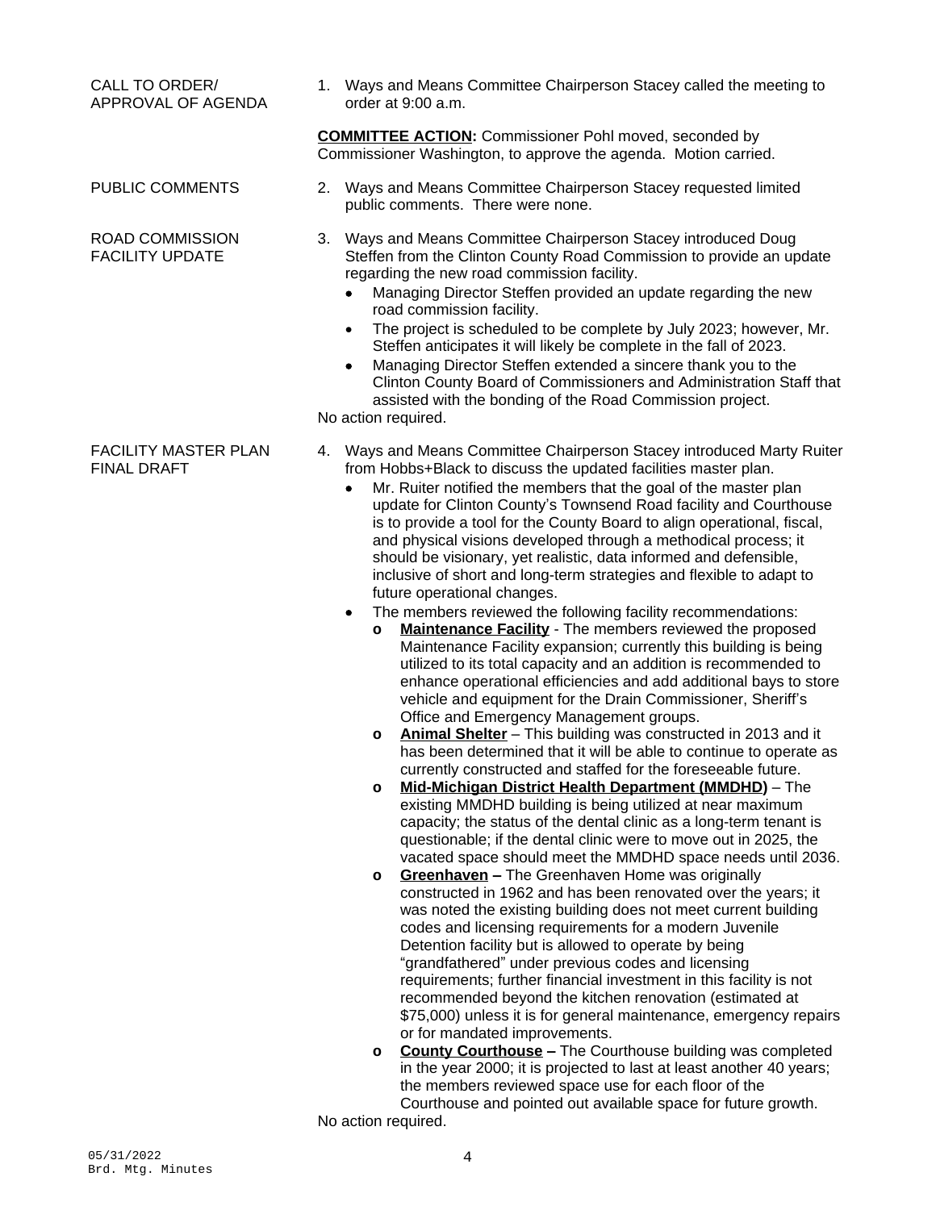**CALL TO ORDER/ APPROVAL OF AGENDA**

1. Ways and Means Committee Chairperson Stacey called the meeting to order at 9:00 a.m.

**COMMITTEE ACTION:** Commissioner Pohl moved, seconded by Commissioner Washington, to approve the agenda. Motion carried.

**PUBLIC COMMENTS**

2. Ways and Means Committee Chairperson Stacey requested limited public comments. There were none.

**ROAD COMMISSION FACILITY UPDATE**

3. Ways and Means Committee Chairperson Stacey introduced Doug Steffen from the Clinton County Road Commission to provide an update regarding the new road commission facility.
   - Managing Director Steffen provided an update regarding the new road commission facility.
   - The project is scheduled to be complete by July 2023; however, Mr. Steffen anticipates it will likely be complete in the fall of 2023.
   - Managing Director Steffen extended a sincere thank you to the Clinton County Board of Commissioners and Administration Staff that assisted with the bonding of the Road Commission project.

No action required.

**FACILITY MASTER PLAN FINAL DRAFT**

4. Ways and Means Committee Chairperson Stacey introduced Marty Ruiter from Hobbs+Black to discuss the updated facilities master plan.
   - Mr. Ruiter notified the members that the goal of the master plan update for Clinton County's Townsend Road facility and Courthouse is to provide a tool for the County Board to align operational, fiscal, and physical visions developed through a methodical process; it should be visionary, yet realistic, data informed and defensible, inclusive of short and long-term strategies and flexible to adapt to future operational changes.
   - The members reviewed the following facility recommendations:
     - **Maintenance Facility** - The members reviewed the proposed Maintenance Facility expansion; currently this building is being utilized to its total capacity and an addition is recommended to enhance operational efficiencies and add additional bays to store vehicle and equipment for the Drain Commissioner, Sheriff's Office and Emergency Management groups.
     - **Animal Shelter** – This building was constructed in 2013 and it has been determined that it will be able to continue to operate as currently constructed and staffed for the foreseeable future.
     - **Mid-Michigan District Health Department (MMDHD)** – The existing MMDHD building is being utilized at near maximum capacity; the status of the dental clinic as a long-term tenant is questionable; if the dental clinic were to move out in 2025, the vacated space should meet the MMDHD space needs until 2036.
     - **Greenhaven –** The Greenhaven Home was originally constructed in 1962 and has been renovated over the years; it was noted the existing building does not meet current building codes and licensing requirements for a modern Juvenile Detention facility but is allowed to operate by being "grandfathered" under previous codes and licensing requirements; further financial investment in this facility is not recommended beyond the kitchen renovation (estimated at $75,000) unless it is for general maintenance, emergency repairs or for mandated improvements.
     - **County Courthouse –** The Courthouse building was completed in the year 2000; it is projected to last at least another 40 years; the members reviewed space use for each floor of the Courthouse and pointed out available space for future growth.

No action required.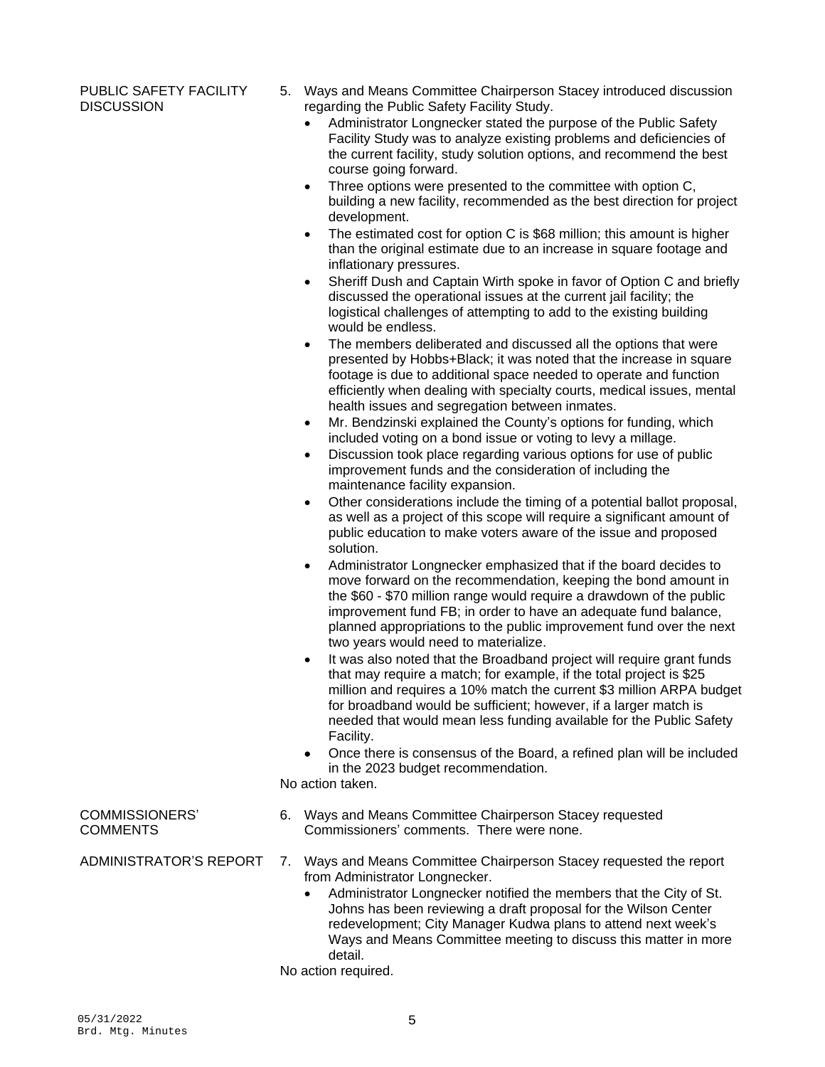**PUBLIC SAFETY FACILITY DISCUSSION**

5. Ways and Means Committee Chairperson Stacey introduced discussion regarding the Public Safety Facility Study.
   - Administrator Longnecker stated the purpose of the Public Safety Facility Study was to analyze existing problems and deficiencies of the current facility, study solution options, and recommend the best course going forward.
   - Three options were presented to the committee with option C, building a new facility, recommended as the best direction for project development.
   - The estimated cost for option C is $68 million; this amount is higher than the original estimate due to an increase in square footage and inflationary pressures.
   - Sheriff Dush and Captain Wirth spoke in favor of Option C and briefly discussed the operational issues at the current jail facility; the logistical challenges of attempting to add to the existing building would be endless.
   - The members deliberated and discussed all the options that were presented by Hobbs+Black; it was noted that the increase in square footage is due to additional space needed to operate and function efficiently when dealing with specialty courts, medical issues, mental health issues and segregation between inmates.
   - Mr. Bendzinski explained the County's options for funding, which included voting on a bond issue or voting to levy a millage.
   - Discussion took place regarding various options for use of public improvement funds and the consideration of including the maintenance facility expansion.
   - Other considerations include the timing of a potential ballot proposal, as well as a project of this scope will require a significant amount of public education to make voters aware of the issue and proposed solution.
   - Administrator Longnecker emphasized that if the board decides to move forward on the recommendation, keeping the bond amount in the $60 - $70 million range would require a drawdown of the public improvement fund FB; in order to have an adequate fund balance, planned appropriations to the public improvement fund over the next two years would need to materialize.
   - It was also noted that the Broadband project will require grant funds that may require a match; for example, if the total project is $25 million and requires a 10% match the current $3 million ARPA budget for broadband would be sufficient; however, if a larger match is needed that would mean less funding available for the Public Safety Facility.
   - Once there is consensus of the Board, a refined plan will be included in the 2023 budget recommendation.

   No action taken.

**COMMISSIONERS' COMMENTS**

6. Ways and Means Committee Chairperson Stacey requested Commissioners' comments. There were none.

**ADMINISTRATOR'S REPORT**

7. Ways and Means Committee Chairperson Stacey requested the report from Administrator Longnecker.
   - Administrator Longnecker notified the members that the City of St. Johns has been reviewing a draft proposal for the Wilson Center redevelopment; City Manager Kudwa plans to attend next week's Ways and Means Committee meeting to discuss this matter in more detail.

   No action required.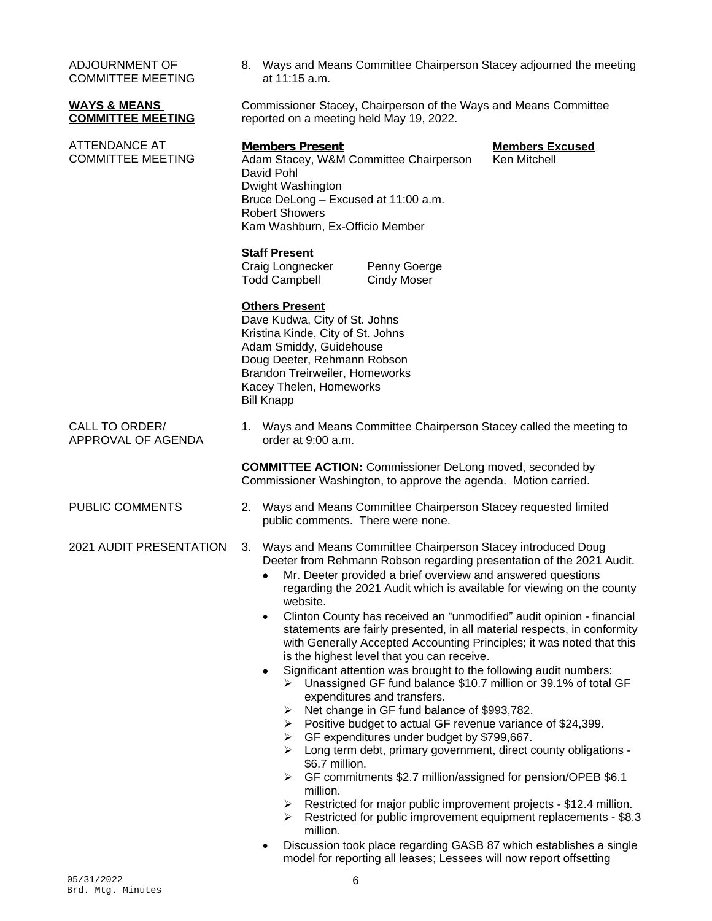ADJOURNMENT OF COMMITTEE MEETING

8. Ways and Means Committee Chairperson Stacey adjourned the meeting at 11:15 a.m.

**WAYS & MEANS COMMITTEE MEETING**

Commissioner Stacey, Chairperson of the Ways and Means Committee reported on a meeting held May 19, 2022.

ATTENDANCE AT COMMITTEE MEETING

**Members Present**
Adam Stacey, W&M Committee Chairperson
David Pohl
Dwight Washington
Bruce DeLong – Excused at 11:00 a.m.
Robert Showers
Kam Washburn, Ex-Officio Member

**Members Excused**
Ken Mitchell

**Staff Present**
Craig Longnecker
Todd Campbell
Penny Goerge
Cindy Moser

**Others Present**
Dave Kudwa, City of St. Johns
Kristina Kinde, City of St. Johns
Adam Smiddy, Guidehouse
Doug Deeter, Rehmann Robson
Brandon Treirweiler, Homeworks
Kacey Thelen, Homeworks
Bill Knapp

CALL TO ORDER/ APPROVAL OF AGENDA

1. Ways and Means Committee Chairperson Stacey called the meeting to order at 9:00 a.m.

**COMMITTEE ACTION:** Commissioner DeLong moved, seconded by Commissioner Washington, to approve the agenda. Motion carried.

PUBLIC COMMENTS

2. Ways and Means Committee Chairperson Stacey requested limited public comments. There were none.

2021 AUDIT PRESENTATION

3. Ways and Means Committee Chairperson Stacey introduced Doug Deeter from Rehmann Robson regarding presentation of the 2021 Audit.
   - Mr. Deeter provided a brief overview and answered questions regarding the 2021 Audit which is available for viewing on the county website.
   - Clinton County has received an "unmodified" audit opinion - financial statements are fairly presented, in all material respects, in conformity with Generally Accepted Accounting Principles; it was noted that this is the highest level that you can receive.
   - Significant attention was brought to the following audit numbers:
     - Unassigned GF fund balance $10.7 million or 39.1% of total GF expenditures and transfers.
     - Net change in GF fund balance of $993,782.
     - Positive budget to actual GF revenue variance of $24,399.
     - GF expenditures under budget by $799,667.
     - Long term debt, primary government, direct county obligations - $6.7 million.
     - GF commitments $2.7 million/assigned for pension/OPEB $6.1 million.
     - Restricted for major public improvement projects - $12.4 million.
     - Restricted for public improvement equipment replacements - $8.3 million.
   - Discussion took place regarding GASB 87 which establishes a single model for reporting all leases; Lessees will now report offsetting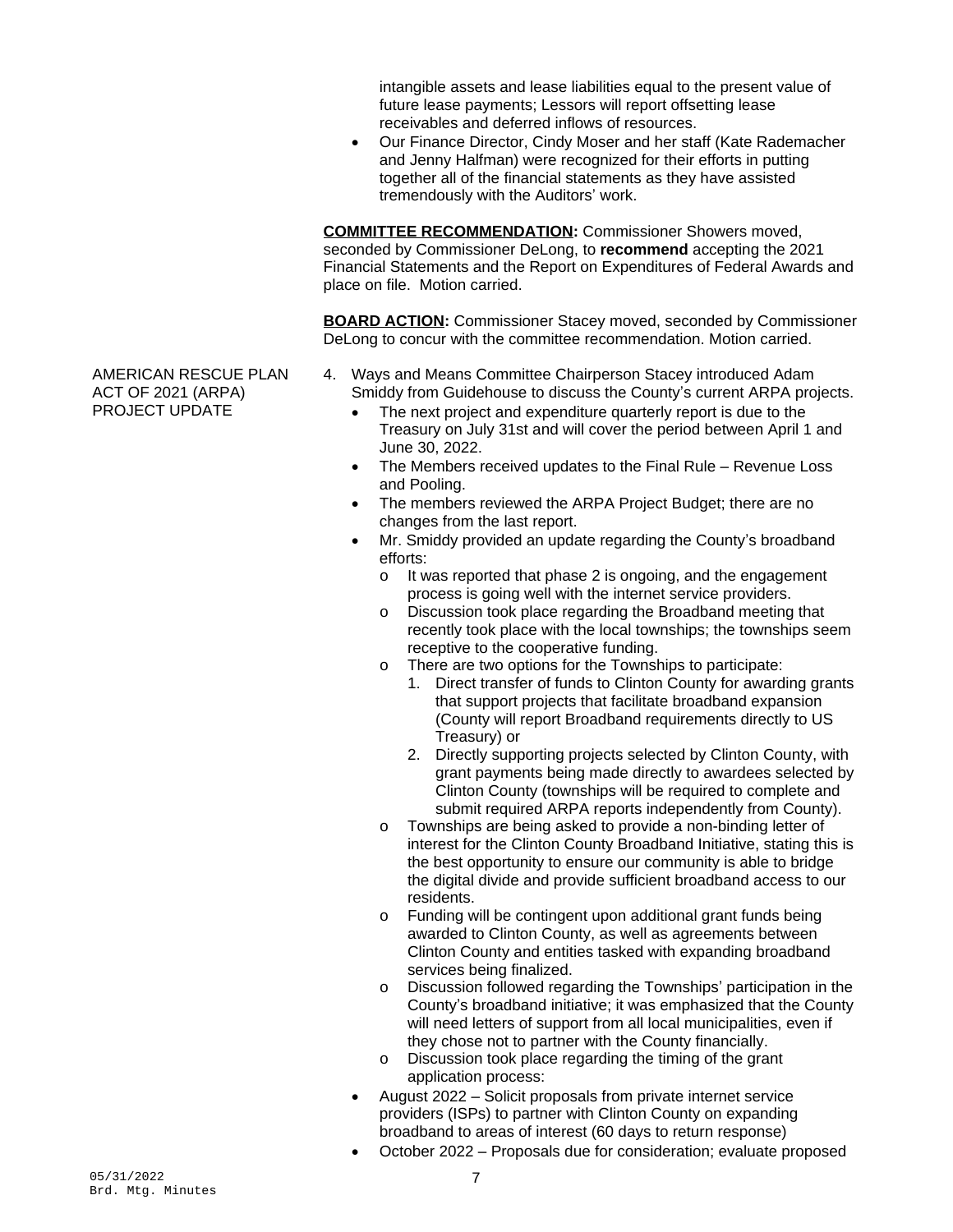intangible assets and lease liabilities equal to the present value of future lease payments; Lessors will report offsetting lease receivables and deferred inflows of resources.

- Our Finance Director, Cindy Moser and her staff (Kate Rademacher and Jenny Halfman) were recognized for their efforts in putting together all of the financial statements as they have assisted tremendously with the Auditors' work.

**COMMITTEE RECOMMENDATION:** Commissioner Showers moved, seconded by Commissioner DeLong, to **recommend** accepting the 2021 Financial Statements and the Report on Expenditures of Federal Awards and place on file. Motion carried.

**BOARD ACTION:** Commissioner Stacey moved, seconded by Commissioner DeLong to concur with the committee recommendation. Motion carried.

AMERICAN RESCUE PLAN ACT OF 2021 (ARPA) PROJECT UPDATE

4. Ways and Means Committee Chairperson Stacey introduced Adam Smiddy from Guidehouse to discuss the County's current ARPA projects.
   - The next project and expenditure quarterly report is due to the Treasury on July 31st and will cover the period between April 1 and June 30, 2022.
   - The Members received updates to the Final Rule – Revenue Loss and Pooling.
   - The members reviewed the ARPA Project Budget; there are no changes from the last report.
   - Mr. Smiddy provided an update regarding the County's broadband efforts:
     - It was reported that phase 2 is ongoing, and the engagement process is going well with the internet service providers.
     - Discussion took place regarding the Broadband meeting that recently took place with the local townships; the townships seem receptive to the cooperative funding.
     - There are two options for the Townships to participate:
       1. Direct transfer of funds to Clinton County for awarding grants that support projects that facilitate broadband expansion (County will report Broadband requirements directly to US Treasury) or
       2. Directly supporting projects selected by Clinton County, with grant payments being made directly to awardees selected by Clinton County (townships will be required to complete and submit required ARPA reports independently from County).
     - Townships are being asked to provide a non-binding letter of interest for the Clinton County Broadband Initiative, stating this is the best opportunity to ensure our community is able to bridge the digital divide and provide sufficient broadband access to our residents.
     - Funding will be contingent upon additional grant funds being awarded to Clinton County, as well as agreements between Clinton County and entities tasked with expanding broadband services being finalized.
     - Discussion followed regarding the Townships' participation in the County's broadband initiative; it was emphasized that the County will need letters of support from all local municipalities, even if they chose not to partner with the County financially.
     - Discussion took place regarding the timing of the grant application process:
   - August 2022 – Solicit proposals from private internet service providers (ISPs) to partner with Clinton County on expanding broadband to areas of interest (60 days to return response)
   - October 2022 – Proposals due for consideration; evaluate proposed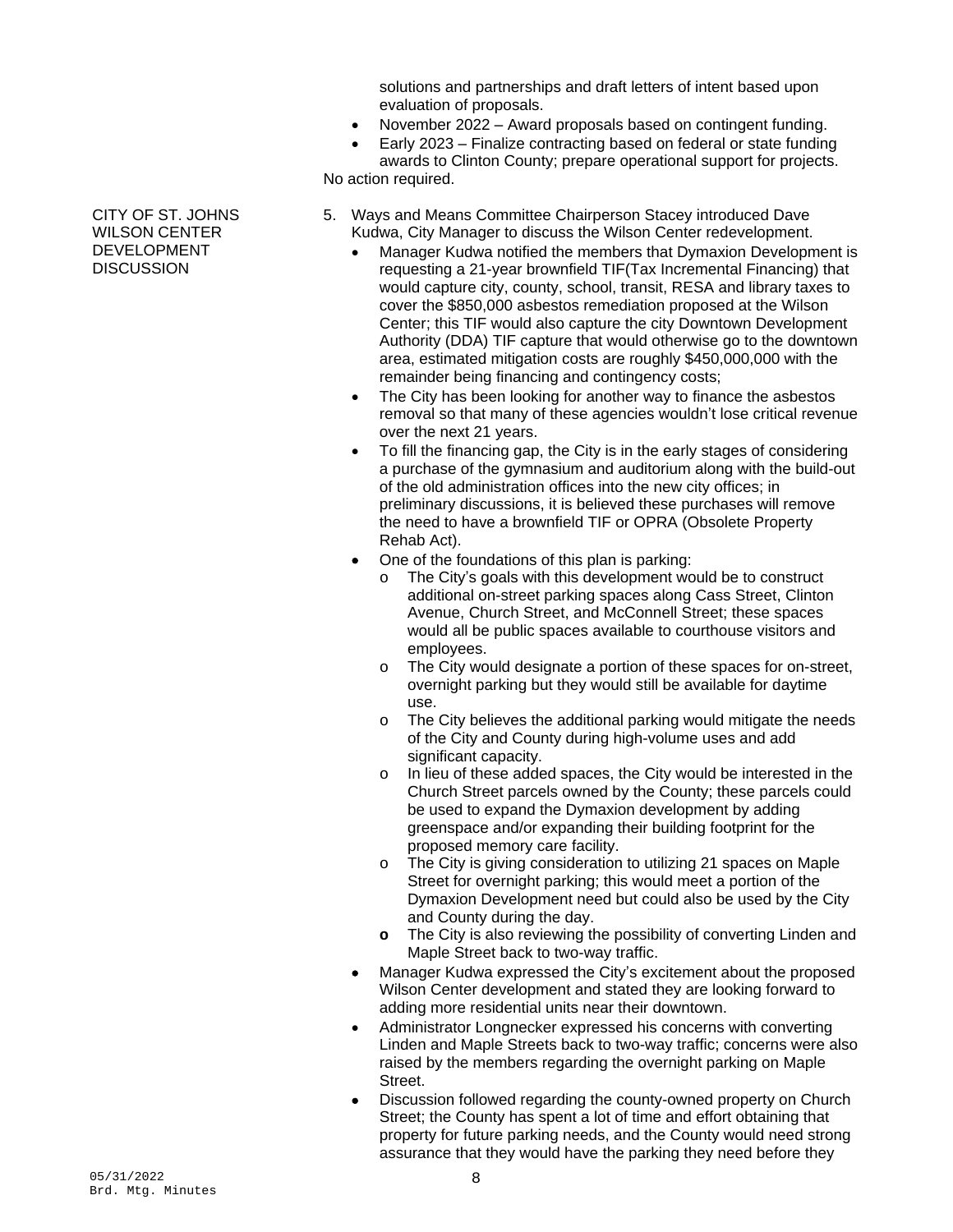solutions and partnerships and draft letters of intent based upon evaluation of proposals.

- November 2022 – Award proposals based on contingent funding.
- Early 2023 – Finalize contracting based on federal or state funding awards to Clinton County; prepare operational support for projects.

No action required.

CITY OF ST. JOHNS WILSON CENTER DEVELOPMENT DISCUSSION

5. Ways and Means Committee Chairperson Stacey introduced Dave Kudwa, City Manager to discuss the Wilson Center redevelopment.
   - Manager Kudwa notified the members that Dymaxion Development is requesting a 21-year brownfield TIF(Tax Incremental Financing) that would capture city, county, school, transit, RESA and library taxes to cover the $850,000 asbestos remediation proposed at the Wilson Center; this TIF would also capture the city Downtown Development Authority (DDA) TIF capture that would otherwise go to the downtown area, estimated mitigation costs are roughly $450,000,000 with the remainder being financing and contingency costs;
   - The City has been looking for another way to finance the asbestos removal so that many of these agencies wouldn't lose critical revenue over the next 21 years.
   - To fill the financing gap, the City is in the early stages of considering a purchase of the gymnasium and auditorium along with the build-out of the old administration offices into the new city offices; in preliminary discussions, it is believed these purchases will remove the need to have a brownfield TIF or OPRA (Obsolete Property Rehab Act).
   - One of the foundations of this plan is parking:
     - The City's goals with this development would be to construct additional on-street parking spaces along Cass Street, Clinton Avenue, Church Street, and McConnell Street; these spaces would all be public spaces available to courthouse visitors and employees.
     - The City would designate a portion of these spaces for on-street, overnight parking but they would still be available for daytime use.
     - The City believes the additional parking would mitigate the needs of the City and County during high-volume uses and add significant capacity.
     - In lieu of these added spaces, the City would be interested in the Church Street parcels owned by the County; these parcels could be used to expand the Dymaxion development by adding greenspace and/or expanding their building footprint for the proposed memory care facility.
     - The City is giving consideration to utilizing 21 spaces on Maple Street for overnight parking; this would meet a portion of the Dymaxion Development need but could also be used by the City and County during the day.
     - The City is also reviewing the possibility of converting Linden and Maple Street back to two-way traffic.
   - Manager Kudwa expressed the City's excitement about the proposed Wilson Center development and stated they are looking forward to adding more residential units near their downtown.
   - Administrator Longnecker expressed his concerns with converting Linden and Maple Streets back to two-way traffic; concerns were also raised by the members regarding the overnight parking on Maple Street.
   - Discussion followed regarding the county-owned property on Church Street; the County has spent a lot of time and effort obtaining that property for future parking needs, and the County would need strong assurance that they would have the parking they need before they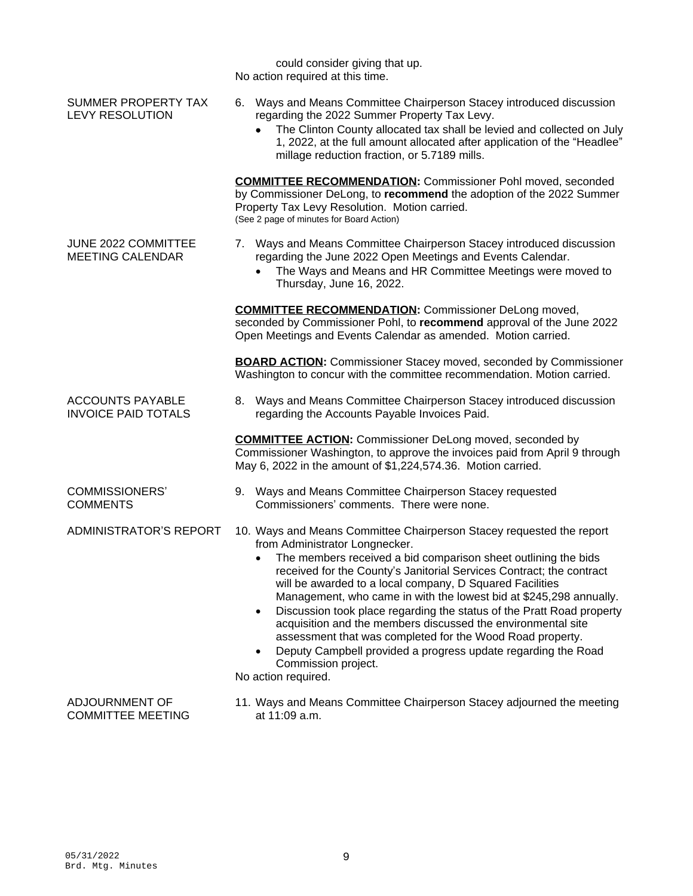could consider giving that up.

No action required at this time.

**SUMMER PROPERTY TAX LEVY RESOLUTION**

6. Ways and Means Committee Chairperson Stacey introduced discussion regarding the 2022 Summer Property Tax Levy.
   - The Clinton County allocated tax shall be levied and collected on July 1, 2022, at the full amount allocated after application of the "Headlee" millage reduction fraction, or 5.7189 mills.

**COMMITTEE RECOMMENDATION:** Commissioner Pohl moved, seconded by Commissioner DeLong, to **recommend** the adoption of the 2022 Summer Property Tax Levy Resolution. Motion carried.
(See 2 page of minutes for Board Action)

**JUNE 2022 COMMITTEE MEETING CALENDAR**

7. Ways and Means Committee Chairperson Stacey introduced discussion regarding the June 2022 Open Meetings and Events Calendar.
   - The Ways and Means and HR Committee Meetings were moved to Thursday, June 16, 2022.

**COMMITTEE RECOMMENDATION:** Commissioner DeLong moved, seconded by Commissioner Pohl, to **recommend** approval of the June 2022 Open Meetings and Events Calendar as amended. Motion carried.

**BOARD ACTION:** Commissioner Stacey moved, seconded by Commissioner Washington to concur with the committee recommendation. Motion carried.

**ACCOUNTS PAYABLE INVOICE PAID TOTALS**

8. Ways and Means Committee Chairperson Stacey introduced discussion regarding the Accounts Payable Invoices Paid.

**COMMITTEE ACTION:** Commissioner DeLong moved, seconded by Commissioner Washington, to approve the invoices paid from April 9 through May 6, 2022 in the amount of $1,224,574.36. Motion carried.

**COMMISSIONERS' COMMENTS**

9. Ways and Means Committee Chairperson Stacey requested Commissioners' comments. There were none.

**ADMINISTRATOR'S REPORT**

10. Ways and Means Committee Chairperson Stacey requested the report from Administrator Longnecker.
    - The members received a bid comparison sheet outlining the bids received for the County's Janitorial Services Contract; the contract will be awarded to a local company, D Squared Facilities Management, who came in with the lowest bid at $245,298 annually.
    - Discussion took place regarding the status of the Pratt Road property acquisition and the members discussed the environmental site assessment that was completed for the Wood Road property.
    - Deputy Campbell provided a progress update regarding the Road Commission project.

No action required.

**ADJOURNMENT OF COMMITTEE MEETING**

11. Ways and Means Committee Chairperson Stacey adjourned the meeting at 11:09 a.m.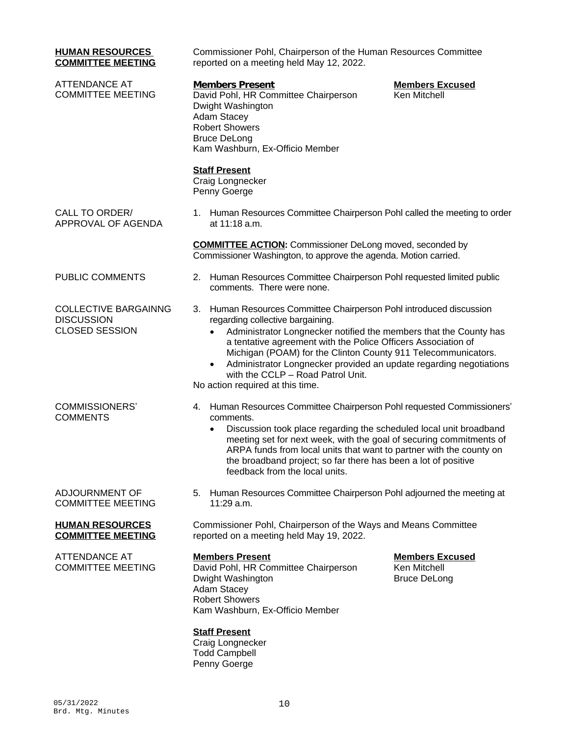**HUMAN RESOURCES COMMITTEE MEETING**

Commissioner Pohl, Chairperson of the Human Resources Committee reported on a meeting held May 12, 2022.

ATTENDANCE AT COMMITTEE MEETING

**Members Present**
David Pohl, HR Committee Chairperson
Dwight Washington
Adam Stacey
Robert Showers
Bruce DeLong
Kam Washburn, Ex-Officio Member

**Members Excused**
Ken Mitchell

**Staff Present**
Craig Longnecker
Penny Goerge

CALL TO ORDER/ APPROVAL OF AGENDA

1. Human Resources Committee Chairperson Pohl called the meeting to order at 11:18 a.m.

**COMMITTEE ACTION:** Commissioner DeLong moved, seconded by Commissioner Washington, to approve the agenda. Motion carried.

PUBLIC COMMENTS

2. Human Resources Committee Chairperson Pohl requested limited public comments. There were none.

COLLECTIVE BARGAINNG DISCUSSION CLOSED SESSION

3. Human Resources Committee Chairperson Pohl introduced discussion regarding collective bargaining.
   - Administrator Longnecker notified the members that the County has a tentative agreement with the Police Officers Association of Michigan (POAM) for the Clinton County 911 Telecommunicators.
   - Administrator Longnecker provided an update regarding negotiations with the CCLP – Road Patrol Unit.

No action required at this time.

COMMISSIONERS' COMMENTS

4. Human Resources Committee Chairperson Pohl requested Commissioners' comments.
   - Discussion took place regarding the scheduled local unit broadband meeting set for next week, with the goal of securing commitments of ARPA funds from local units that want to partner with the county on the broadband project; so far there has been a lot of positive feedback from the local units.

ADJOURNMENT OF COMMITTEE MEETING

5. Human Resources Committee Chairperson Pohl adjourned the meeting at 11:29 a.m.

**HUMAN RESOURCES COMMITTEE MEETING**

Commissioner Pohl, Chairperson of the Ways and Means Committee reported on a meeting held May 19, 2022.

ATTENDANCE AT COMMITTEE MEETING

**Members Present**
David Pohl, HR Committee Chairperson
Dwight Washington
Adam Stacey
Robert Showers
Kam Washburn, Ex-Officio Member

**Members Excused**
Ken Mitchell
Bruce DeLong

**Staff Present**
Craig Longnecker
Todd Campbell
Penny Goerge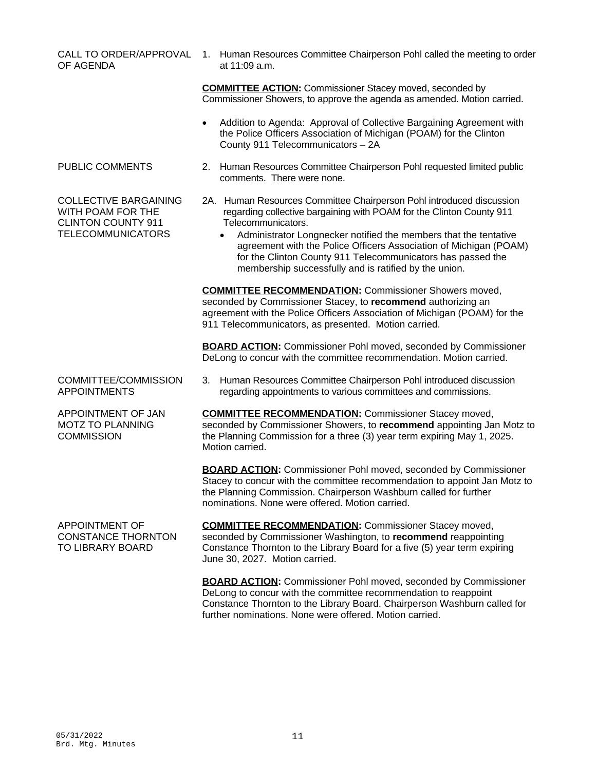**CALL TO ORDER/APPROVAL OF AGENDA**

1. Human Resources Committee Chairperson Pohl called the meeting to order at 11:09 a.m.

**COMMITTEE ACTION:** Commissioner Stacey moved, seconded by Commissioner Showers, to approve the agenda as amended. Motion carried.

- Addition to Agenda: Approval of Collective Bargaining Agreement with the Police Officers Association of Michigan (POAM) for the Clinton County 911 Telecommunicators – 2A

**PUBLIC COMMENTS**

2. Human Resources Committee Chairperson Pohl requested limited public comments. There were none.

**COLLECTIVE BARGAINING WITH POAM FOR THE CLINTON COUNTY 911 TELECOMMUNICATORS**

2A. Human Resources Committee Chairperson Pohl introduced discussion regarding collective bargaining with POAM for the Clinton County 911 Telecommunicators.

- Administrator Longnecker notified the members that the tentative agreement with the Police Officers Association of Michigan (POAM) for the Clinton County 911 Telecommunicators has passed the membership successfully and is ratified by the union.

**COMMITTEE RECOMMENDATION:** Commissioner Showers moved, seconded by Commissioner Stacey, to **recommend** authorizing an agreement with the Police Officers Association of Michigan (POAM) for the 911 Telecommunicators, as presented. Motion carried.

**BOARD ACTION:** Commissioner Pohl moved, seconded by Commissioner DeLong to concur with the committee recommendation. Motion carried.

**COMMITTEE/COMMISSION APPOINTMENTS**

3. Human Resources Committee Chairperson Pohl introduced discussion regarding appointments to various committees and commissions.

**APPOINTMENT OF JAN MOTZ TO PLANNING COMMISSION**

**COMMITTEE RECOMMENDATION:** Commissioner Stacey moved, seconded by Commissioner Showers, to **recommend** appointing Jan Motz to the Planning Commission for a three (3) year term expiring May 1, 2025. Motion carried.

**BOARD ACTION:** Commissioner Pohl moved, seconded by Commissioner Stacey to concur with the committee recommendation to appoint Jan Motz to the Planning Commission. Chairperson Washburn called for further nominations. None were offered. Motion carried.

**APPOINTMENT OF CONSTANCE THORNTON TO LIBRARY BOARD**

**COMMITTEE RECOMMENDATION:** Commissioner Stacey moved, seconded by Commissioner Washington, to **recommend** reappointing Constance Thornton to the Library Board for a five (5) year term expiring June 30, 2027. Motion carried.

**BOARD ACTION:** Commissioner Pohl moved, seconded by Commissioner DeLong to concur with the committee recommendation to reappoint Constance Thornton to the Library Board. Chairperson Washburn called for further nominations. None were offered. Motion carried.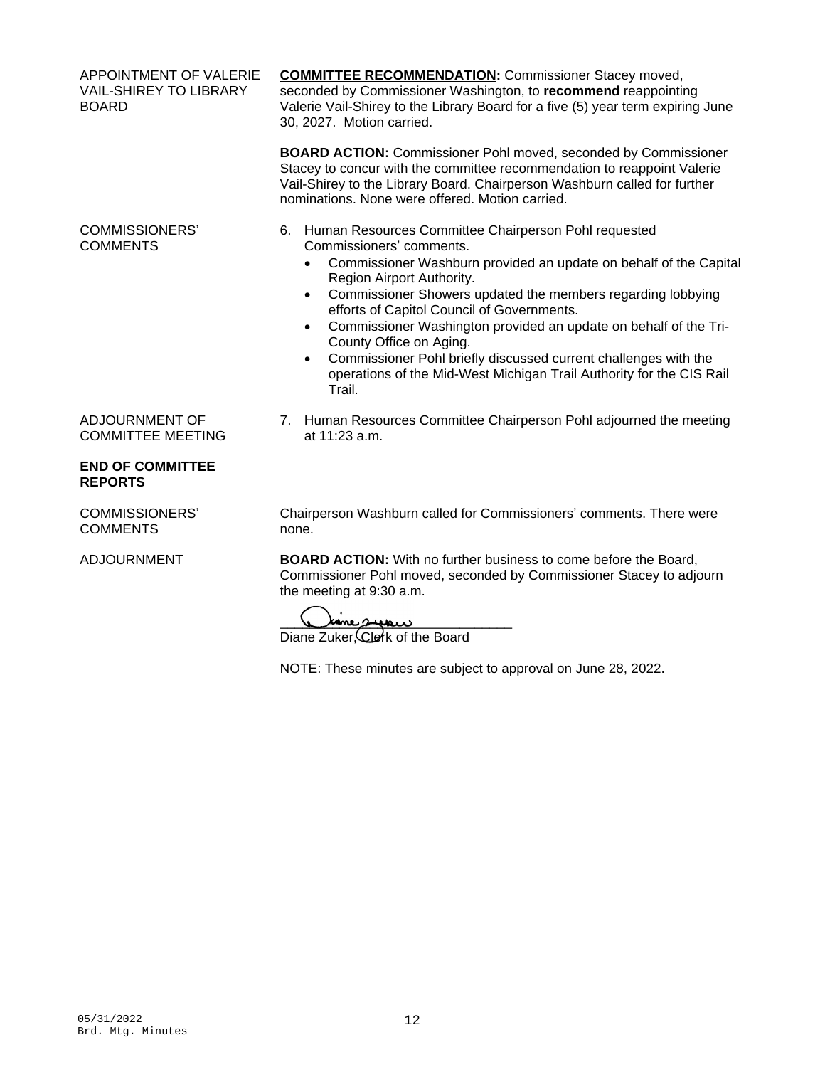APPOINTMENT OF VALERIE VAIL-SHIREY TO LIBRARY BOARD

**<u>COMMITTEE RECOMMENDATION</u>:** Commissioner Stacey moved, seconded by Commissioner Washington, to **recommend** reappointing Valerie Vail-Shirey to the Library Board for a five (5) year term expiring June 30, 2027. Motion carried.

**<u>BOARD ACTION</u>:** Commissioner Pohl moved, seconded by Commissioner Stacey to concur with the committee recommendation to reappoint Valerie Vail-Shirey to the Library Board. Chairperson Washburn called for further nominations. None were offered. Motion carried.

COMMISSIONERS' COMMENTS

6. Human Resources Committee Chairperson Pohl requested Commissioners' comments.
   - Commissioner Washburn provided an update on behalf of the Capital Region Airport Authority.
   - Commissioner Showers updated the members regarding lobbying efforts of Capitol Council of Governments.
   - Commissioner Washington provided an update on behalf of the Tri-County Office on Aging.
   - Commissioner Pohl briefly discussed current challenges with the operations of the Mid-West Michigan Trail Authority for the CIS Rail Trail.

ADJOURNMENT OF COMMITTEE MEETING

7. Human Resources Committee Chairperson Pohl adjourned the meeting at 11:23 a.m.

**END OF COMMITTEE REPORTS**

COMMISSIONERS' COMMENTS

Chairperson Washburn called for Commissioners' comments. There were none.

ADJOURNMENT

**<u>BOARD ACTION</u>:** With no further business to come before the Board, Commissioner Pohl moved, seconded by Commissioner Stacey to adjourn the meeting at 9:30 a.m.

Diane Zuker, Clerk of the Board

NOTE: These minutes are subject to approval on June 28, 2022.